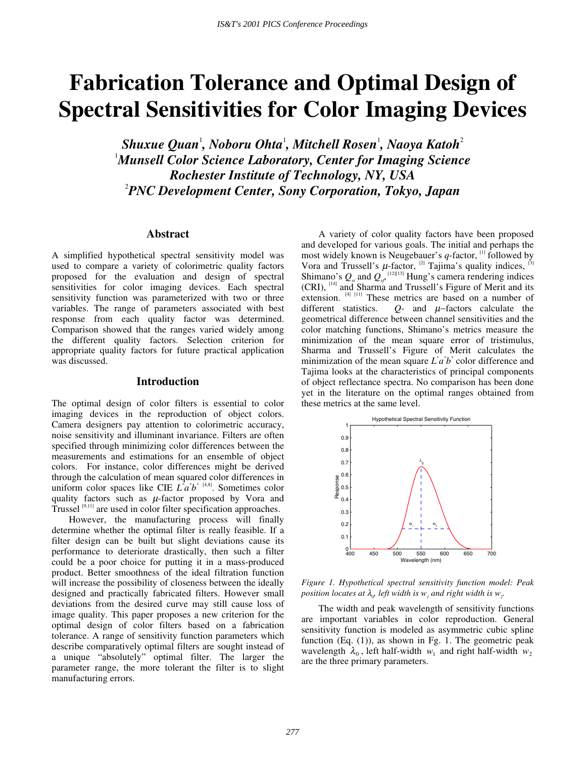# Fabrication Tolerance and Optimal Design of Spectral Sensitivities for Color Imaging Devices

***Shuxue Quan*[1], *Noboru Ohta*[1], *Mitchell Rosen*[1], *Naoya Katoh*[2]**
[1]***Munsell Color Science Laboratory, Center for Imaging Science***
***Rochester Institute of Technology, NY, USA***
[2]***PNC Development Center, Sony Corporation, Tokyo, Japan***

## Abstract

A simplified hypothetical spectral sensitivity model was used to compare a variety of colorimetric quality factors proposed for the evaluation and design of spectral sensitivities for color imaging devices. Each spectral sensitivity function was parameterized with two or three variables. The range of parameters associated with best response from each quality factor was determined. Comparison showed that the ranges varied widely among the different quality factors. Selection criterion for appropriate quality factors for future practical application was discussed.

## Introduction

The optimal design of color filters is essential to color imaging devices in the reproduction of object colors. Camera designers pay attention to colorimetric accuracy, noise sensitivity and illuminant invariance. Filters are often specified through minimizing color differences between the measurements and estimations for an ensemble of object colors. For instance, color differences might be derived through the calculation of mean squared color differences in uniform color spaces like CIE $L^*a^*b^*$ [4,8]. Sometimes color quality factors such as $\mu$-factor proposed by Vora and Trussel [9,11] are used in color filter specification approaches.

However, the manufacturing process will finally determine whether the optimal filter is really feasible. If a filter design can be built but slight deviations cause its performance to deteriorate drastically, then such a filter could be a poor choice for putting it in a mass-produced product. Better smoothness of the ideal filtration function will increase the possibility of closeness between the ideally designed and practically fabricated filters. However small deviations from the desired curve may still cause loss of image quality. This paper proposes a new criterion for the optimal design of color filters based on a fabrication tolerance. A range of sensitivity function parameters which describe comparatively optimal filters are sought instead of a unique "absolutely" optimal filter. The larger the parameter range, the more tolerant the filter is to slight manufacturing errors.

A variety of color quality factors have been proposed and developed for various goals. The initial and perhaps the most widely known is Neugebauer's $q$-factor, [1] followed by Vora and Trussell's $\mu$-factor, [2] Tajima's quality indices, [3] Shimano's $Q_{st}$ and $Q_{sf}$, [12][13] Hung's camera rendering indices (CRI), [14] and Sharma and Trussell's Figure of Merit and its extension. [4] [11] These metrics are based on a number of different statistics. $Q$- and $\mu$–factors calculate the geometrical difference between channel sensitivities and the color matching functions, Shimano's metrics measure the minimization of the mean square error of tristimulus, Sharma and Trussell's Figure of Merit calculates the minimization of the mean square $L^*a^*b^*$ color difference and Tajima looks at the characteristics of principal components of object reflectance spectra. No comparison has been done yet in the literature on the optimal ranges obtained from these metrics at the same level.

Hypothetical Spectral Sensitivity Function

Response

Wavelength (nm)

$\lambda_0$

$w_1$ $w_2$

*Figure 1. Hypothetical spectral sensitivity function model: Peak position locates at $\lambda_0$, left width is $w_1$ and right width is $w_2$.*

The width and peak wavelength of sensitivity functions are important variables in color reproduction. General sensitivity function is modeled as asymmetric cubic spline function (Eq. (1)), as shown in Fg. 1. The geometric peak wavelength $\lambda_0$, left half-width $w_1$ and right half-width $w_2$ are the three primary parameters.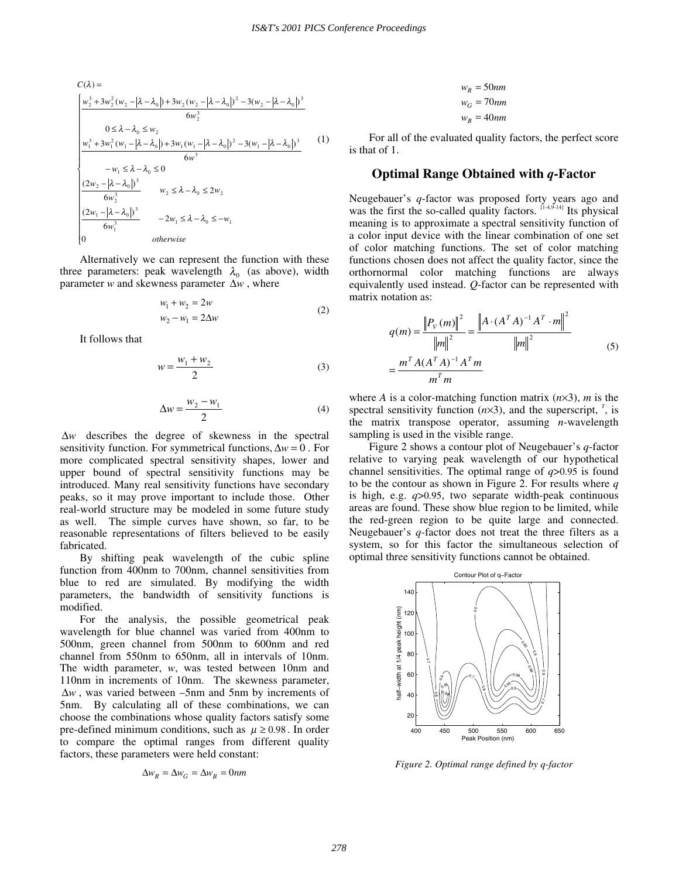$$C(\lambda) = \begin{cases} \dfrac{w_2^3 + 3w_2^2(w_2 - |\lambda - \lambda_0|) + 3w_2(w_2 - |\lambda - \lambda_0|)^2 - 3(w_2 - |\lambda - \lambda_0|)^3}{6w_2^3} & 0 \le \lambda - \lambda_0 \le w_2 \\ \dfrac{w_1^3 + 3w_1^2(w_1 - |\lambda - \lambda_0|) + 3w_1(w_1 - |\lambda - \lambda_0|)^2 - 3(w_1 - |\lambda - \lambda_0|)^3}{6w^3} & -w_1 \le \lambda - \lambda_0 \le 0 \\ \dfrac{(2w_2 - |\lambda - \lambda_0|)^3}{6w_2^3} & w_2 \le \lambda - \lambda_0 \le 2w_2 \\ \dfrac{(2w_1 - |\lambda - \lambda_0|)^3}{6w_1^3} & -2w_1 \le \lambda - \lambda_0 \le -w_1 \\ 0 & otherwise \end{cases} \quad (1)$$

Alternatively we can represent the function with these three parameters: peak wavelength $\lambda_0$ (as above), width parameter $w$ and skewness parameter $\Delta w$, where

$$w_1 + w_2 = 2w$$
$$w_2 - w_1 = 2\Delta w \quad (2)$$

It follows that

$$w = \frac{w_1 + w_2}{2} \quad (3)$$

$$\Delta w = \frac{w_2 - w_1}{2} \quad (4)$$

$\Delta w$ describes the degree of skewness in the spectral sensitivity function. For symmetrical functions, $\Delta w = 0$. For more complicated spectral sensitivity shapes, lower and upper bound of spectral sensitivity functions may be introduced. Many real sensitivity functions have secondary peaks, so it may prove important to include those. Other real-world structure may be modeled in some future study as well. The simple curves have shown, so far, to be reasonable representations of filters believed to be easily fabricated.

By shifting peak wavelength of the cubic spline function from 400nm to 700nm, channel sensitivities from blue to red are simulated. By modifying the width parameters, the bandwidth of sensitivity functions is modified.

For the analysis, the possible geometrical peak wavelength for blue channel was varied from 400nm to 500nm, green channel from 500nm to 600nm and red channel from 550nm to 650nm, all in intervals of 10nm. The width parameter, $w$, was tested between 10nm and 110nm in increments of 10nm. The skewness parameter, $\Delta w$, was varied between –5nm and 5nm by increments of 5nm. By calculating all of these combinations, we can choose the combinations whose quality factors satisfy some pre-defined minimum conditions, such as $\mu \ge 0.98$. In order to compare the optimal ranges from different quality factors, these parameters were held constant:

$$\Delta w_R = \Delta w_G = \Delta w_B = 0nm$$

$$w_R = 50nm$$
$$w_G = 70nm$$
$$w_B = 40nm$$

For all of the evaluated quality factors, the perfect score is that of 1.

## Optimal Range Obtained with *q*-Factor

Neugebauer's *q*-factor was proposed forty years ago and was the first the so-called quality factors. [1-4,9-14] Its physical meaning is to approximate a spectral sensitivity function of a color input device with the linear combination of one set of color matching functions. The set of color matching functions chosen does not affect the quality factor, since the orthornormal color matching functions are always equivalently used instead. *Q*-factor can be represented with matrix notation as:

$$q(m) = \frac{\|P_V(m)\|^2}{\|m\|^2} = \frac{\left\|A \cdot (A^T A)^{-1} A^T \cdot m\right\|^2}{\|m\|^2} = \frac{m^T A (A^T A)^{-1} A^T m}{m^T m} \quad (5)$$

where $A$ is a color-matching function matrix ($n$×3), $m$ is the spectral sensitivity function ($n$×3), and the superscript, $^T$, is the matrix transpose operator, assuming $n$-wavelength sampling is used in the visible range.

Figure 2 shows a contour plot of Neugebauer's *q*-factor relative to varying peak wavelength of our hypothetical channel sensitivities. The optimal range of $q$>0.95 is found to be the contour as shown in Figure 2. For results where $q$ is high, e.g. $q$>0.95, two separate width-peak continuous areas are found. These show blue region to be limited, while the red-green region to be quite large and connected. Neugebauer's *q*-factor does not treat the three filters as a system, so for this factor the simultaneous selection of optimal three sensitivity functions cannot be obtained.

Contour Plot of q–Factor

half–width at 1/4 peak height (nm)

Peak Position (nm)

*Figure 2. Optimal range defined by q-factor*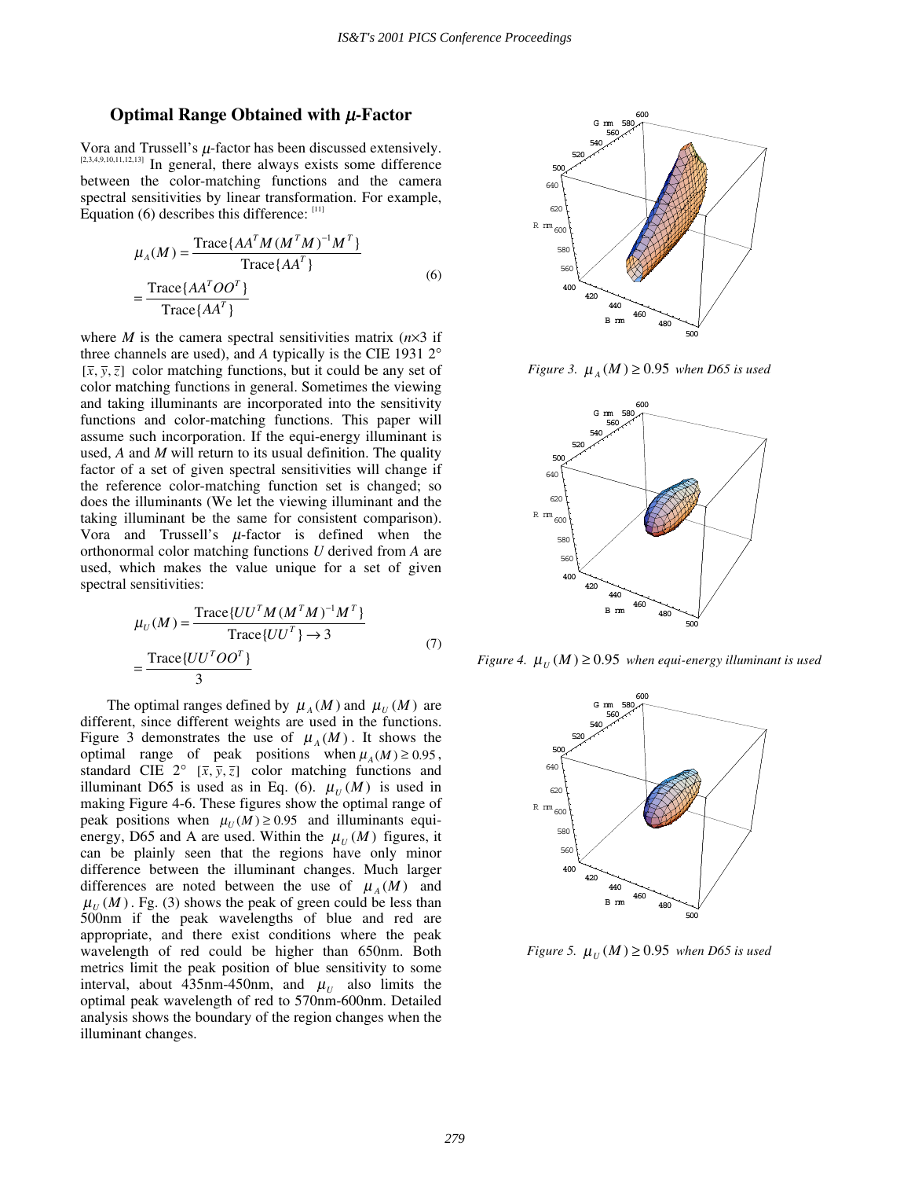## Optimal Range Obtained with $\mu$-Factor

Vora and Trussell's $\mu$-factor has been discussed extensively.[2,3,4,9,10,11,12,13] In general, there always exists some difference between the color-matching functions and the camera spectral sensitivities by linear transformation. For example, Equation (6) describes this difference: [11]

$$\mu_A(M) = \frac{\text{Trace}\{AA^T M(M^T M)^{-1} M^T\}}{\text{Trace}\{AA^T\}} = \frac{\text{Trace}\{AA^T OO^T\}}{\text{Trace}\{AA^T\}} \tag{6}$$

where $M$ is the camera spectral sensitivities matrix ($n$×3 if three channels are used), and $A$ typically is the CIE 1931 2° $[\bar{x}, \bar{y}, \bar{z}]$ color matching functions, but it could be any set of color matching functions in general. Sometimes the viewing and taking illuminants are incorporated into the sensitivity functions and color-matching functions. This paper will assume such incorporation. If the equi-energy illuminant is used, $A$ and $M$ will return to its usual definition. The quality factor of a set of given spectral sensitivities will change if the reference color-matching function set is changed; so does the illuminants (We let the viewing illuminant and the taking illuminant be the same for consistent comparison). Vora and Trussell's $\mu$-factor is defined when the orthonormal color matching functions $U$ derived from $A$ are used, which makes the value unique for a set of given spectral sensitivities:

$$\mu_U(M) = \frac{\text{Trace}\{UU^T M(M^T M)^{-1} M^T\}}{\text{Trace}\{UU^T\} \to 3} = \frac{\text{Trace}\{UU^T OO^T\}}{3} \tag{7}$$

The optimal ranges defined by $\mu_A(M)$ and $\mu_U(M)$ are different, since different weights are used in the functions. Figure 3 demonstrates the use of $\mu_A(M)$. It shows the optimal range of peak positions when $\mu_A(M) \geq 0.95$, standard CIE 2° $[\bar{x}, \bar{y}, \bar{z}]$ color matching functions and illuminant D65 is used as in Eq. (6). $\mu_U(M)$ is used in making Figure 4-6. These figures show the optimal range of peak positions when $\mu_U(M) \geq 0.95$ and illuminants equi-energy, D65 and A are used. Within the $\mu_U(M)$ figures, it can be plainly seen that the regions have only minor difference between the illuminant changes. Much larger differences are noted between the use of $\mu_A(M)$ and $\mu_U(M)$. Fg. (3) shows the peak of green could be less than 500nm if the peak wavelengths of blue and red are appropriate, and there exist conditions where the peak wavelength of red could be higher than 650nm. Both metrics limit the peak position of blue sensitivity to some interval, about 435nm-450nm, and $\mu_U$ also limits the optimal peak wavelength of red to 570nm-600nm. Detailed analysis shows the boundary of the region changes when the illuminant changes.

G nm 500 520 540 560 580 600
R nm 400 560 580 600 620 640
B nm 420 440 460 480 500

*Figure 3. $\mu_A(M) \geq 0.95$ when D65 is used*

G nm 500 520 540 560 580 600
R nm 400 560 580 600 620 640
B nm 420 440 460 480 500

*Figure 4. $\mu_U(M) \geq 0.95$ when equi-energy illuminant is used*

G nm 500 520 540 560 580 600
R nm 400 560 580 600 620 640
B nm 420 440 460 480 500

*Figure 5. $\mu_U(M) \geq 0.95$ when D65 is used*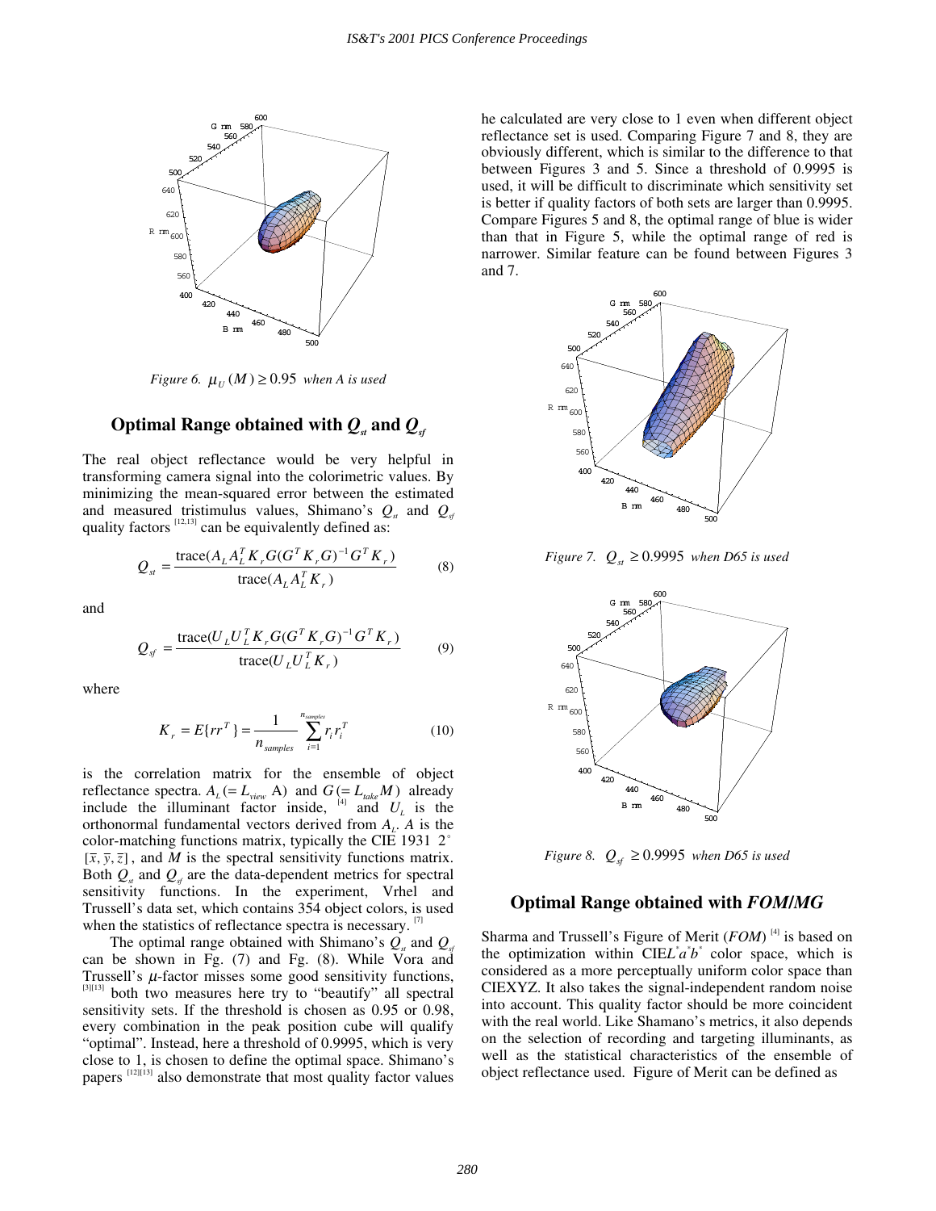G nm 580 560 540 520 500 600

640 620 R nm 600 580 560 400

420 440 B nm 460 480 500

*Figure 6. $\mu_U(M) \geq 0.95$ when A is used*

## Optimal Range obtained with $Q_{st}$ and $Q_{sf}$

The real object reflectance would be very helpful in transforming camera signal into the colorimetric values. By minimizing the mean-squared error between the estimated and measured tristimulus values, Shimano's $Q_{st}$ and $Q_{sf}$ quality factors [12,13] can be equivalently defined as:

$$Q_{st} = \frac{\mathrm{trace}(A_L A_L^T K_r G (G^T K_r G)^{-1} G^T K_r)}{\mathrm{trace}(A_L A_L^T K_r)} \tag{8}$$

and

$$Q_{sf} = \frac{\mathrm{trace}(U_L U_L^T K_r G (G^T K_r G)^{-1} G^T K_r)}{\mathrm{trace}(U_L U_L^T K_r)} \tag{9}$$

where

$$K_r = E\{rr^T\} = \frac{1}{n_{samples}} \sum_{i=1}^{n_{samples}} r_i r_i^T \tag{10}$$

is the correlation matrix for the ensemble of object reflectance spectra. $A_L (= L_{view}\ A)$ and $G (= L_{take} M)$ already include the illuminant factor inside, [4] and $U_L$ is the orthonormal fundamental vectors derived from $A_L$. $A$ is the color-matching functions matrix, typically the CIE 1931 2° $[\bar{x}, \bar{y}, \bar{z}]$, and $M$ is the spectral sensitivity functions matrix. Both $Q_{st}$ and $Q_{sf}$ are the data-dependent metrics for spectral sensitivity functions. In the experiment, Vrhel and Trussell's data set, which contains 354 object colors, is used when the statistics of reflectance spectra is necessary. [7]

The optimal range obtained with Shimano's $Q_{st}$ and $Q_{sf}$ can be shown in Fg. (7) and Fg. (8). While Vora and Trussell's $\mu$-factor misses some good sensitivity functions, [3][13] both two measures here try to "beautify" all spectral sensitivity sets. If the threshold is chosen as 0.95 or 0.98, every combination in the peak position cube will qualify "optimal". Instead, here a threshold of 0.9995, which is very close to 1, is chosen to define the optimal space. Shimano's papers [12][13] also demonstrate that most quality factor values he calculated are very close to 1 even when different object reflectance set is used. Comparing Figure 7 and 8, they are obviously different, which is similar to the difference to that between Figures 3 and 5. Since a threshold of 0.9995 is used, it will be difficult to discriminate which sensitivity set is better if quality factors of both sets are larger than 0.9995. Compare Figures 5 and 8, the optimal range of blue is wider than that in Figure 5, while the optimal range of red is narrower. Similar feature can be found between Figures 3 and 7.

G nm 580 560 540 520 500 600

640 620 R nm 600 580 560 400

420 440 B nm 460 480 500

*Figure 7. $Q_{st} \geq 0.9995$ when D65 is used*

G nm 580 560 540 520 500 600

640 620 R nm 600 580 560 400

420 440 B nm 460 480 500

*Figure 8. $Q_{sf} \geq 0.9995$ when D65 is used*

## Optimal Range obtained with *FOM/MG*

Sharma and Trussell's Figure of Merit (*FOM*) [4] is based on the optimization within CIE$L^*a^*b^*$ color space, which is considered as a more perceptually uniform color space than CIEXYZ. It also takes the signal-independent random noise into account. This quality factor should be more coincident with the real world. Like Shamano's metrics, it also depends on the selection of recording and targeting illuminants, as well as the statistical characteristics of the ensemble of object reflectance used. Figure of Merit can be defined as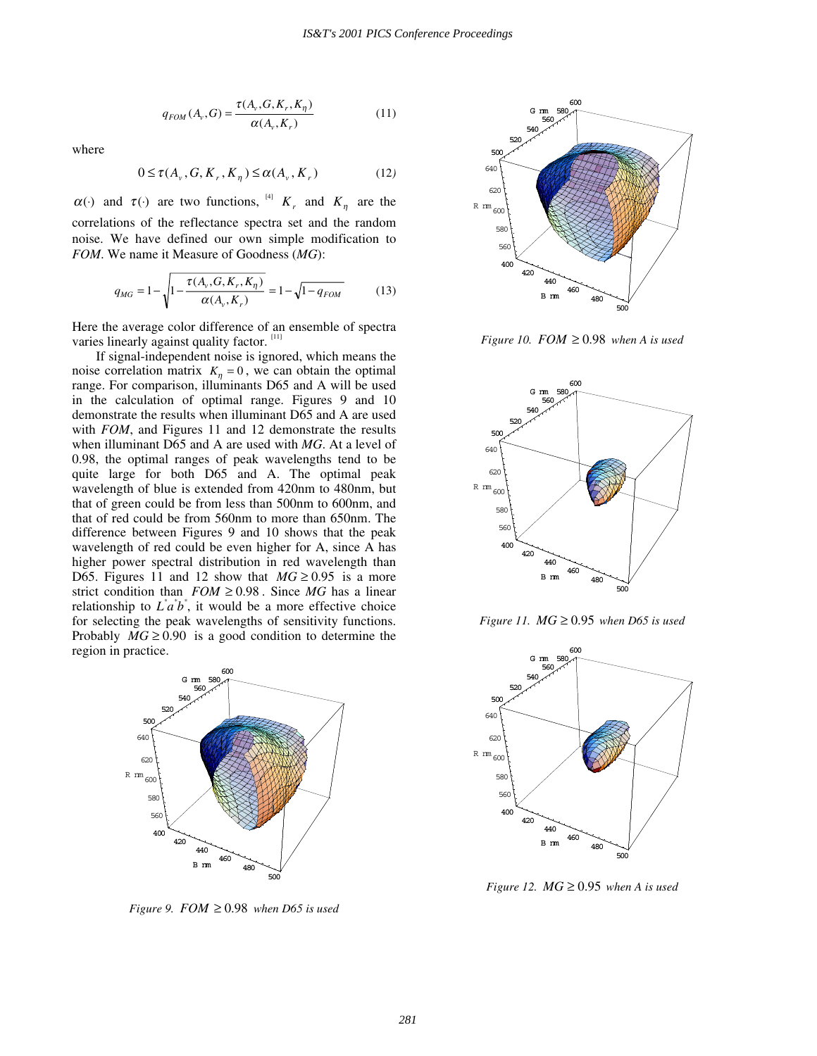$$q_{FOM}(A_v, G) = \frac{\tau(A_v, G, K_r, K_\eta)}{\alpha(A_v, K_r)} \qquad (11)$$

where

$$0 \le \tau(A_v, G, K_r, K_\eta) \le \alpha(A_v, K_r) \qquad (12)$$

$\alpha(\cdot)$ and $\tau(\cdot)$ are two functions, [4] $K_r$ and $K_\eta$ are the correlations of the reflectance spectra set and the random noise. We have defined our own simple modification to *FOM*. We name it Measure of Goodness (*MG*):

$$q_{MG} = 1 - \sqrt{1 - \frac{\tau(A_v, G, K_r, K_\eta)}{\alpha(A_v, K_r)}} = 1 - \sqrt{1 - q_{FOM}} \qquad (13)$$

Here the average color difference of an ensemble of spectra varies linearly against quality factor. [11]

If signal-independent noise is ignored, which means the noise correlation matrix $K_\eta = 0$, we can obtain the optimal range. For comparison, illuminants D65 and A will be used in the calculation of optimal range. Figures 9 and 10 demonstrate the results when illuminant D65 and A are used with *FOM*, and Figures 11 and 12 demonstrate the results when illuminant D65 and A are used with *MG*. At a level of 0.98, the optimal ranges of peak wavelengths tend to be quite large for both D65 and A. The optimal peak wavelength of blue is extended from 420nm to 480nm, but that of green could be from less than 500nm to 600nm, and that of red could be from 560nm to more than 650nm. The difference between Figures 9 and 10 shows that the peak wavelength of red could be even higher for A, since A has higher power spectral distribution in red wavelength than D65. Figures 11 and 12 show that $MG \ge 0.95$ is a more strict condition than $FOM \ge 0.98$. Since *MG* has a linear relationship to $L^*a^*b^*$, it would be a more effective choice for selecting the peak wavelengths of sensitivity functions. Probably $MG \ge 0.90$ is a good condition to determine the region in practice.

G nm 500 520 540 560 580 600
R nm 560 580 600 620 640
B nm 400 420 440 460 480 500

*Figure 9. $FOM \ge 0.98$ when D65 is used*

G nm 500 520 540 560 580 600
R nm 560 580 600 620 640
B nm 400 420 440 460 480 500

*Figure 10. $FOM \ge 0.98$ when A is used*

G nm 500 520 540 560 580 600
R nm 560 580 600 620 640
B nm 400 420 440 460 480 500

*Figure 11. $MG \ge 0.95$ when D65 is used*

G nm 500 520 540 560 580 600
R nm 560 580 600 620 640
B nm 400 420 440 460 480 500

*Figure 12. $MG \ge 0.95$ when A is used*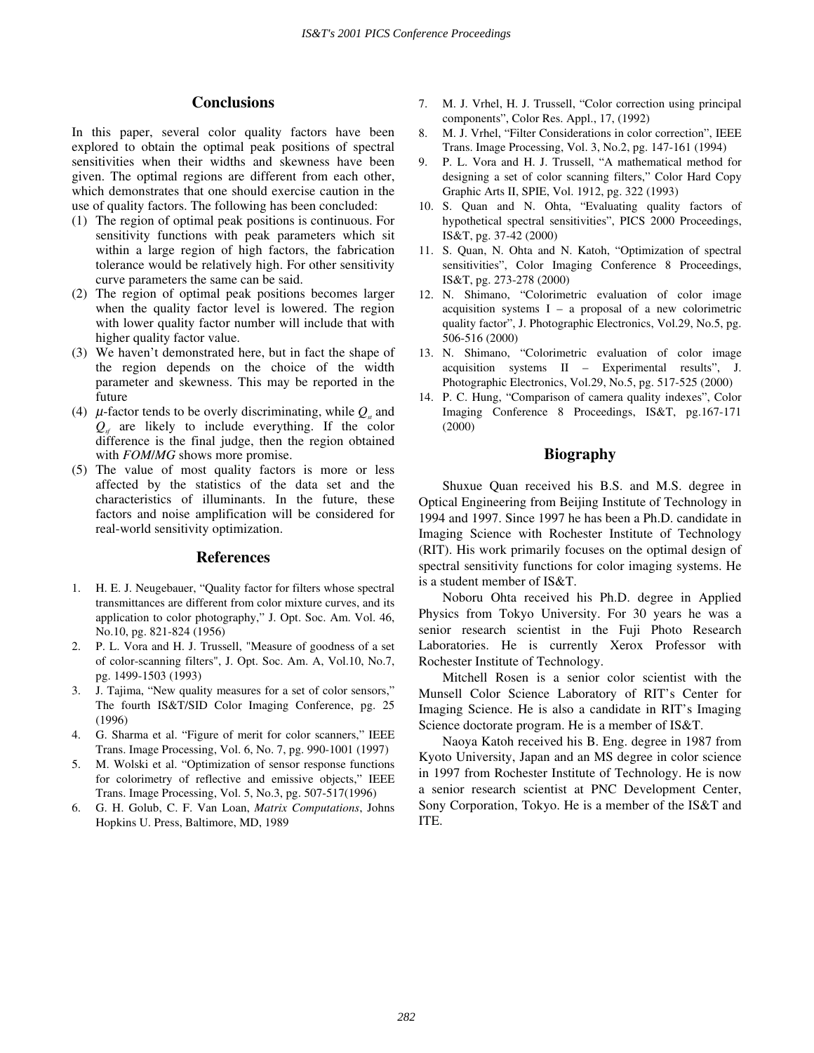## Conclusions

In this paper, several color quality factors have been explored to obtain the optimal peak positions of spectral sensitivities when their widths and skewness have been given. The optimal regions are different from each other, which demonstrates that one should exercise caution in the use of quality factors. The following has been concluded:

(1) The region of optimal peak positions is continuous. For sensitivity functions with peak parameters which sit within a large region of high factors, the fabrication tolerance would be relatively high. For other sensitivity curve parameters the same can be said.

(2) The region of optimal peak positions becomes larger when the quality factor level is lowered. The region with lower quality factor number will include that with higher quality factor value.

(3) We haven't demonstrated here, but in fact the shape of the region depends on the choice of the width parameter and skewness. This may be reported in the future

(4) $\mu$-factor tends to be overly discriminating, while $Q_{st}$ and $Q_{sf}$ are likely to include everything. If the color difference is the final judge, then the region obtained with *FOM*/*MG* shows more promise.

(5) The value of most quality factors is more or less affected by the statistics of the data set and the characteristics of illuminants. In the future, these factors and noise amplification will be considered for real-world sensitivity optimization.

## References

1. H. E. J. Neugebauer, "Quality factor for filters whose spectral transmittances are different from color mixture curves, and its application to color photography," J. Opt. Soc. Am. Vol. 46, No.10, pg. 821-824 (1956)
2. P. L. Vora and H. J. Trussell, "Measure of goodness of a set of color-scanning filters", J. Opt. Soc. Am. A, Vol.10, No.7, pg. 1499-1503 (1993)
3. J. Tajima, "New quality measures for a set of color sensors," The fourth IS&T/SID Color Imaging Conference, pg. 25 (1996)
4. G. Sharma et al. "Figure of merit for color scanners," IEEE Trans. Image Processing, Vol. 6, No. 7, pg. 990-1001 (1997)
5. M. Wolski et al. "Optimization of sensor response functions for colorimetry of reflective and emissive objects," IEEE Trans. Image Processing, Vol. 5, No.3, pg. 507-517(1996)
6. G. H. Golub, C. F. Van Loan, *Matrix Computations*, Johns Hopkins U. Press, Baltimore, MD, 1989
7. M. J. Vrhel, H. J. Trussell, "Color correction using principal components", Color Res. Appl., 17, (1992)
8. M. J. Vrhel, "Filter Considerations in color correction", IEEE Trans. Image Processing, Vol. 3, No.2, pg. 147-161 (1994)
9. P. L. Vora and H. J. Trussell, "A mathematical method for designing a set of color scanning filters," Color Hard Copy Graphic Arts II, SPIE, Vol. 1912, pg. 322 (1993)
10. S. Quan and N. Ohta, "Evaluating quality factors of hypothetical spectral sensitivities", PICS 2000 Proceedings, IS&T, pg. 37-42 (2000)
11. S. Quan, N. Ohta and N. Katoh, "Optimization of spectral sensitivities", Color Imaging Conference 8 Proceedings, IS&T, pg. 273-278 (2000)
12. N. Shimano, "Colorimetric evaluation of color image acquisition systems I – a proposal of a new colorimetric quality factor", J. Photographic Electronics, Vol.29, No.5, pg. 506-516 (2000)
13. N. Shimano, "Colorimetric evaluation of color image acquisition systems II – Experimental results", J. Photographic Electronics, Vol.29, No.5, pg. 517-525 (2000)
14. P. C. Hung, "Comparison of camera quality indexes", Color Imaging Conference 8 Proceedings, IS&T, pg.167-171 (2000)

## Biography

Shuxue Quan received his B.S. and M.S. degree in Optical Engineering from Beijing Institute of Technology in 1994 and 1997. Since 1997 he has been a Ph.D. candidate in Imaging Science with Rochester Institute of Technology (RIT). His work primarily focuses on the optimal design of spectral sensitivity functions for color imaging systems. He is a student member of IS&T.

Noboru Ohta received his Ph.D. degree in Applied Physics from Tokyo University. For 30 years he was a senior research scientist in the Fuji Photo Research Laboratories. He is currently Xerox Professor with Rochester Institute of Technology.

Mitchell Rosen is a senior color scientist with the Munsell Color Science Laboratory of RIT's Center for Imaging Science. He is also a candidate in RIT's Imaging Science doctorate program. He is a member of IS&T.

Naoya Katoh received his B. Eng. degree in 1987 from Kyoto University, Japan and an MS degree in color science in 1997 from Rochester Institute of Technology. He is now a senior research scientist at PNC Development Center, Sony Corporation, Tokyo. He is a member of the IS&T and ITE.